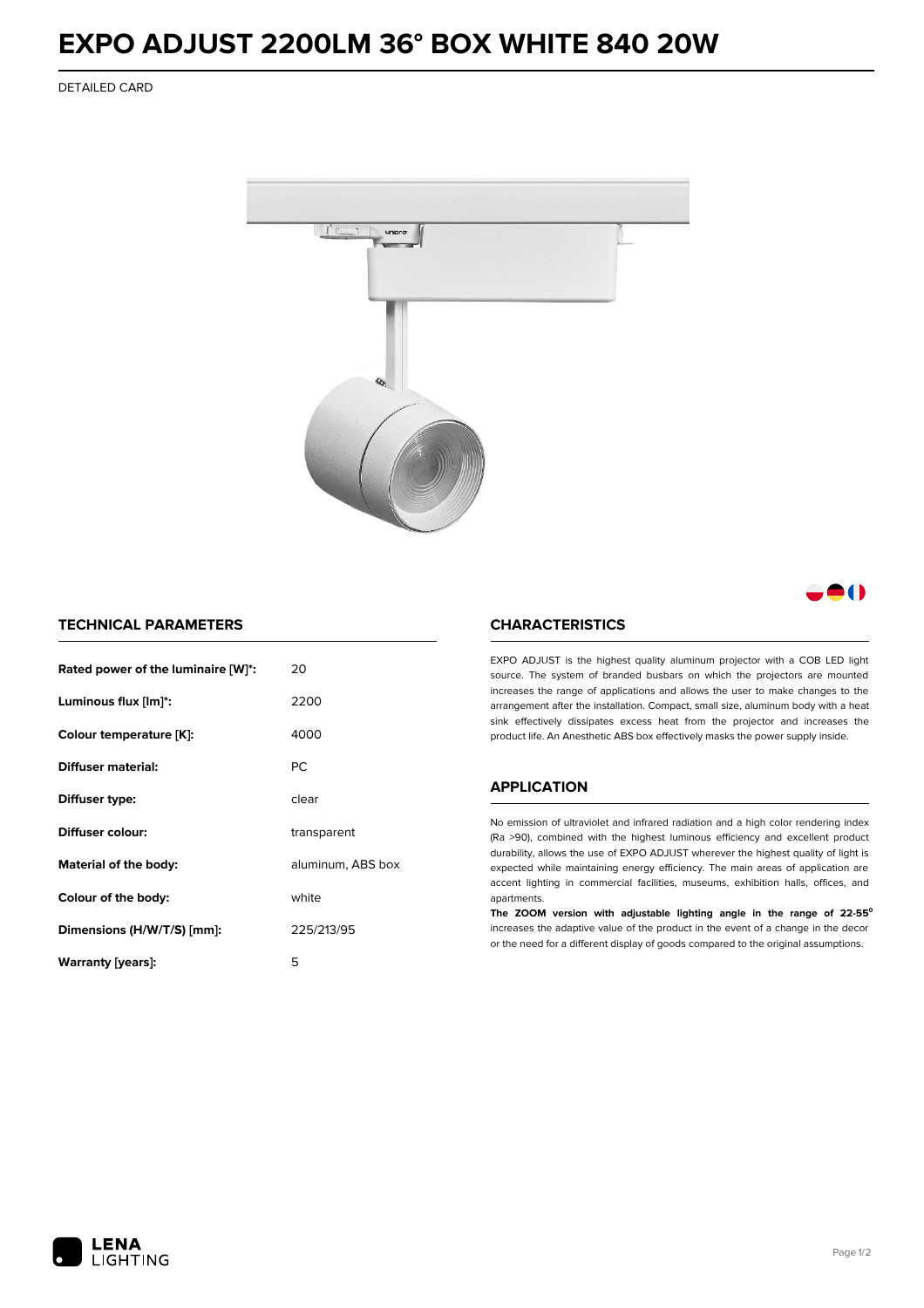# EXPO ADJUST 2200LM 36° BOX WHITE 840 20W

DETAILED CARD

## TECHNICAL PARAMETERS

| | |
|---|---|
| **Rated power of the luminaire [W]*:** | 20 |
| **Luminous flux [lm]*:** | 2200 |
| **Colour temperature [K]:** | 4000 |
| **Diffuser material:** | PC |
| **Diffuser type:** | clear |
| **Diffuser colour:** | transparent |
| **Material of the body:** | aluminum, ABS box |
| **Colour of the body:** | white |
| **Dimensions (H/W/T/S) [mm]:** | 225/213/95 |
| **Warranty [years]:** | 5 |

## CHARACTERISTICS

EXPO ADJUST is the highest quality aluminum projector with a COB LED light source. The system of branded busbars on which the projectors are mounted increases the range of applications and allows the user to make changes to the arrangement after the installation. Compact, small size, aluminum body with a heat sink effectively dissipates excess heat from the projector and increases the product life. An Anesthetic ABS box effectively masks the power supply inside.

## APPLICATION

No emission of ultraviolet and infrared radiation and a high color rendering index (Ra >90), combined with the highest luminous efficiency and excellent product durability, allows the use of EXPO ADJUST wherever the highest quality of light is expected while maintaining energy efficiency. The main areas of application are accent lighting in commercial facilities, museums, exhibition halls, offices, and apartments.

**The ZOOM version with adjustable lighting angle in the range of 22-55°** increases the adaptive value of the product in the event of a change in the decor or the need for a different display of goods compared to the original assumptions.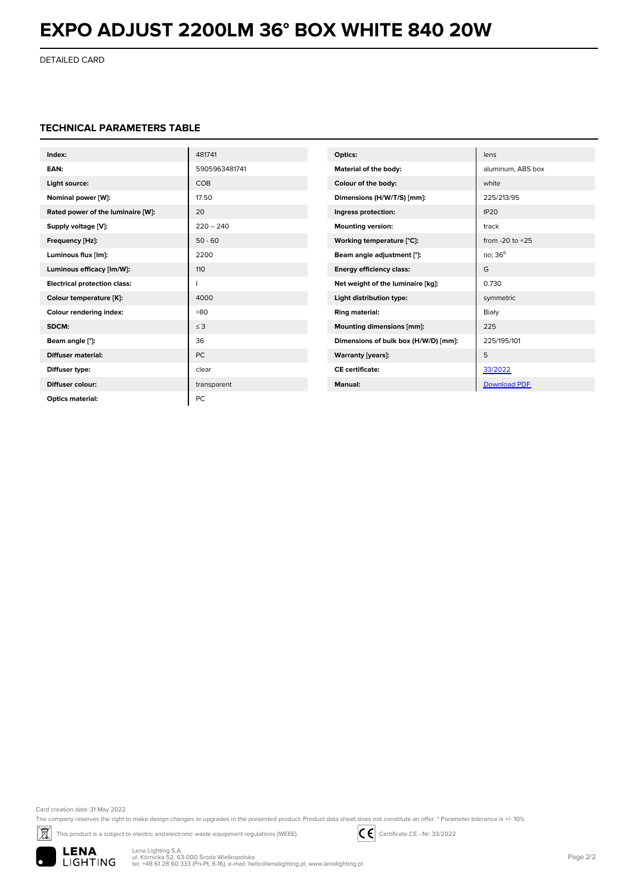# EXPO ADJUST 2200LM 36° BOX WHITE 840 20W

DETAILED CARD

## TECHNICAL PARAMETERS TABLE

| | |
|---|---|
| **Index:** | 481741 |
| **EAN:** | 5905963481741 |
| **Light source:** | COB |
| **Nominal power [W]:** | 17.50 |
| **Rated power of the luminaire [W]:** | 20 |
| **Supply voltage [V]:** | 220 – 240 |
| **Frequency [Hz]:** | 50 - 60 |
| **Luminous flux [lm]:** | 2200 |
| **Luminous efficacy [lm/W]:** | 110 |
| **Electrical protection class:** | I |
| **Colour temperature [K]:** | 4000 |
| **Colour rendering index:** | >80 |
| **SDCM:** | ≤ 3 |
| **Beam angle [°]:** | 36 |
| **Diffuser material:** | PC |
| **Diffuser type:** | clear |
| **Diffuser colour:** | transparent |
| **Optics material:** | PC |
| **Optics:** | lens |
| **Material of the body:** | aluminum, ABS box |
| **Colour of the body:** | white |
| **Dimensions (H/W/T/S) [mm]:** | 225/213/95 |
| **Ingress protection:** | IP20 |
| **Mounting version:** | track |
| **Working temperature [°C]:** | from -20 to +25 |
| **Beam angle adjustment [°]:** | no; 36° |
| **Energy efficiency class:** | G |
| **Net weight of the luminaire [kg]:** | 0.730 |
| **Light distribution type:** | symmetric |
| **Ring material:** | Biały |
| **Mounting dimensions [mm]:** | 225 |
| **Dimensions of bulk box (H/W/D) [mm]:** | 225/195/101 |
| **Warranty [years]:** | 5 |
| **CE certificate:** | 33/2022 |
| **Manual:** | Download PDF |

Card creation date: 31 May 2022

The company reserves the right to make design changes or upgrades in the presented product. Product data sheet does not constitute an offer. * Parameter tolerance is +/- 10%

This product is a subject to electric andelectronic waste equipment regulations (WEEE).

Certificate CE - Nr: 33/2022

Lena Lighting S.A.
ul. Kórnicka 52, 63-000 Środa Wielkopolska
tel. +48 61 28 60 333 (Pn-Pt, 8-16), e-mail: hello@lenalighting.pl, www.lenalighting.pl